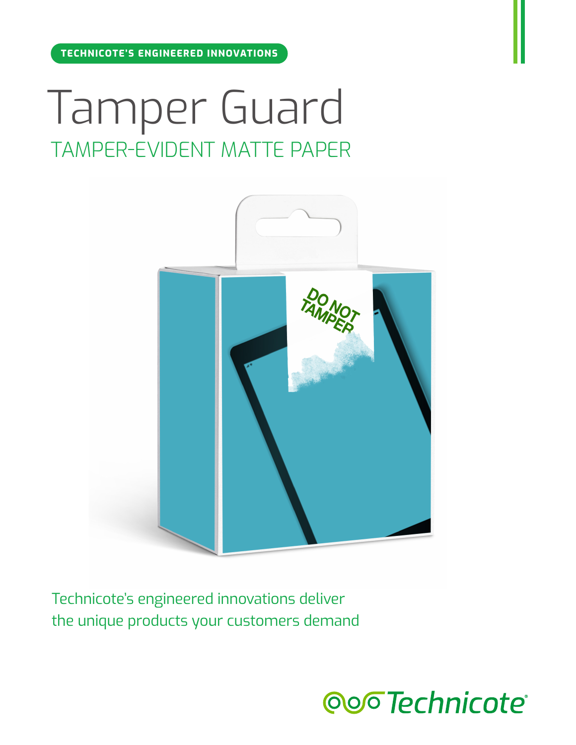TECHNICOTE'S ENGINEERED INNOVATIONS

# Tamper Guard

## TAMPER-EVIDENT MATTE PAPER

Technicote's engineered innovations deliver the unique products your customers demand

Technicote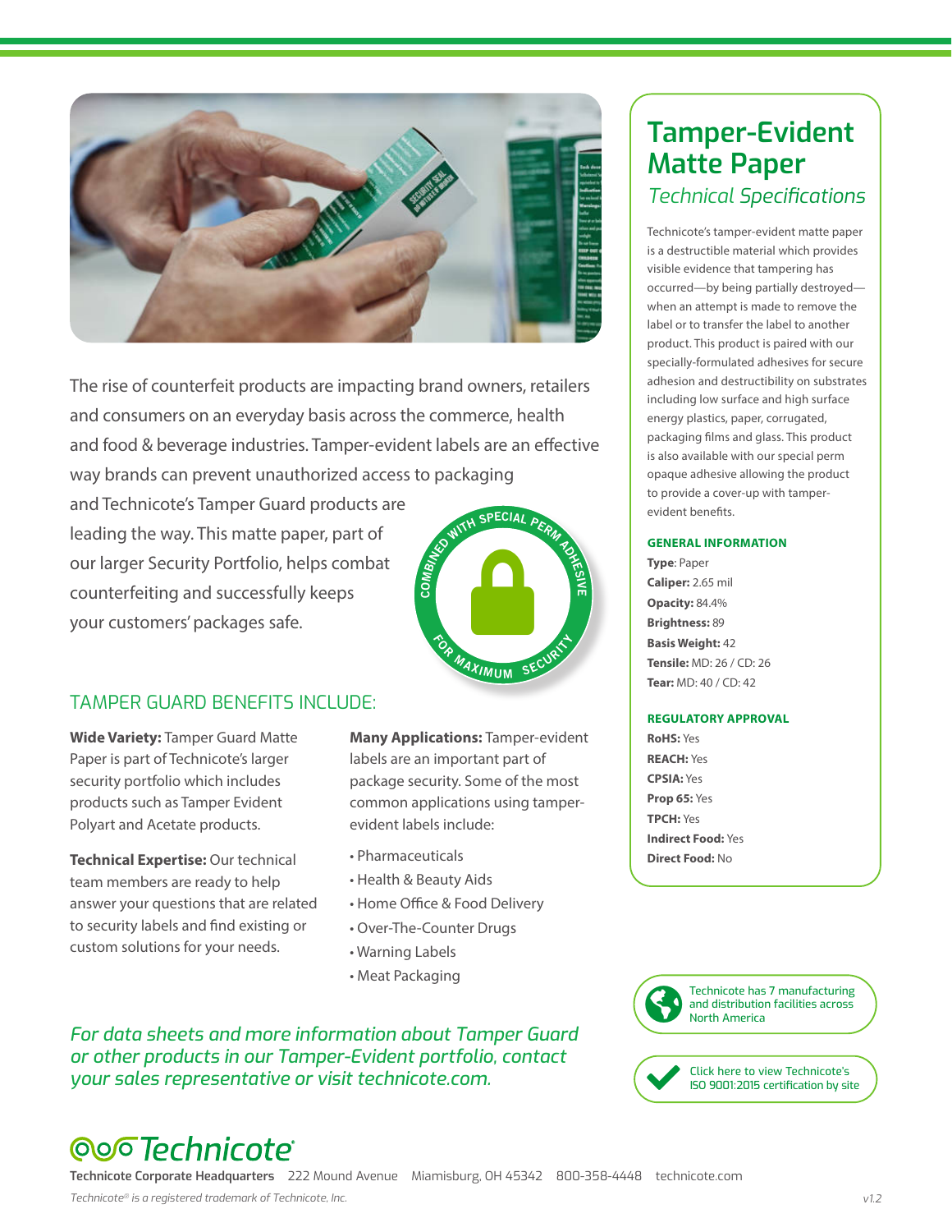The rise of counterfeit products are impacting brand owners, retailers and consumers on an everyday basis across the commerce, health and food & beverage industries. Tamper-evident labels are an effective way brands can prevent unauthorized access to packaging and Technicote's Tamper Guard products are leading the way. This matte paper, part of our larger Security Portfolio, helps combat counterfeiting and successfully keeps your customers' packages safe.

COMBINED WITH SPECIAL PERM ADHESIVE FOR MAXIMUM SECURITY

## TAMPER GUARD BENEFITS INCLUDE:

**Wide Variety:** Tamper Guard Matte Paper is part of Technicote's larger security portfolio which includes products such as Tamper Evident Polyart and Acetate products.

**Technical Expertise:** Our technical team members are ready to help answer your questions that are related to security labels and find existing or custom solutions for your needs.

**Many Applications:** Tamper-evident labels are an important part of package security. Some of the most common applications using tamper-evident labels include:

- Pharmaceuticals
- Health & Beauty Aids
- Home Office & Food Delivery
- Over-The-Counter Drugs
- Warning Labels
- Meat Packaging

*For data sheets and more information about Tamper Guard or other products in our Tamper-Evident portfolio, contact your sales representative or visit technicote.com.*

# Tamper-Evident Matte Paper

## *Technical Specifications*

Technicote's tamper-evident matte paper is a destructible material which provides visible evidence that tampering has occurred—by being partially destroyed—when an attempt is made to remove the label or to transfer the label to another product. This product is paired with our specially-formulated adhesives for secure adhesion and destructibility on substrates including low surface and high surface energy plastics, paper, corrugated, packaging films and glass. This product is also available with our special perm opaque adhesive allowing the product to provide a cover-up with tamper-evident benefits.

### GENERAL INFORMATION

**Type**: Paper
**Caliper:** 2.65 mil
**Opacity:** 84.4%
**Brightness:** 89
**Basis Weight:** 42
**Tensile:** MD: 26 / CD: 26
**Tear:** MD: 40 / CD: 42

### REGULATORY APPROVAL

**RoHS:** Yes
**REACH:** Yes
**CPSIA:** Yes
**Prop 65:** Yes
**TPCH:** Yes
**Indirect Food:** Yes
**Direct Food:** No

Technicote has 7 manufacturing and distribution facilities across North America

Click here to view Technicote's ISO 9001:2015 certification by site

Technicote®

**Technicote Corporate Headquarters** 222 Mound Avenue Miamisburg, OH 45342 800-358-4448 technicote.com

*Technicote® is a registered trademark of Technicote, Inc.*

v1.2